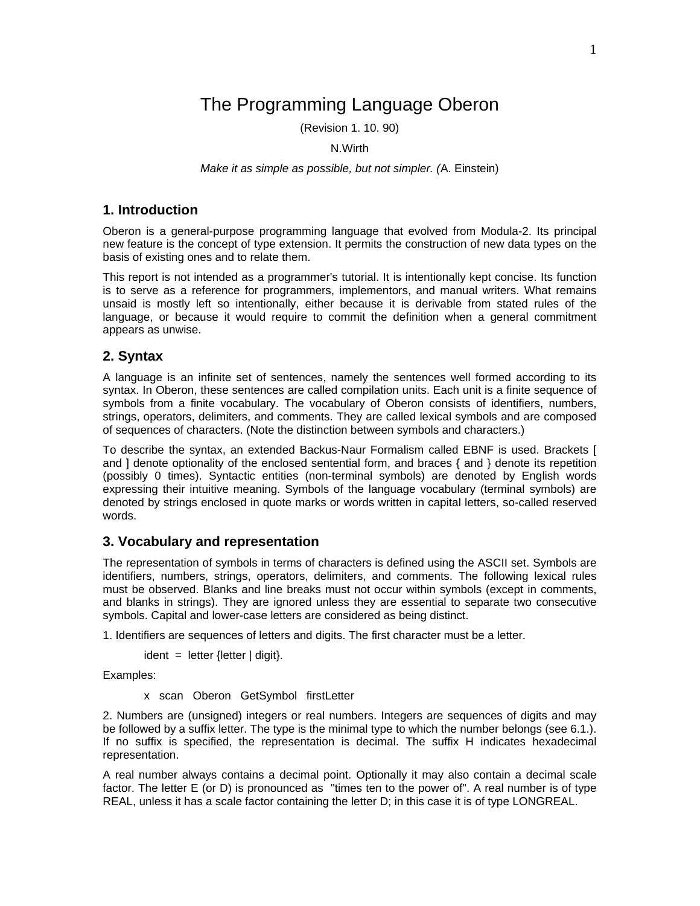# The Programming Language Oberon

(Revision 1. 10. 90)

N.Wirth

*Make it as simple as possible, but not simpler. (*A. Einstein)

## 1. Introduction

Oberon is a general-purpose programming language that evolved from Modula-2. Its principal new feature is the concept of type extension. It permits the construction of new data types on the basis of existing ones and to relate them.

This report is not intended as a programmer's tutorial. It is intentionally kept concise. Its function is to serve as a reference for programmers, implementors, and manual writers. What remains unsaid is mostly left so intentionally, either because it is derivable from stated rules of the language, or because it would require to commit the definition when a general commitment appears as unwise.

## 2. Syntax

A language is an infinite set of sentences, namely the sentences well formed according to its syntax. In Oberon, these sentences are called compilation units. Each unit is a finite sequence of symbols from a finite vocabulary. The vocabulary of Oberon consists of identifiers, numbers, strings, operators, delimiters, and comments. They are called lexical symbols and are composed of sequences of characters. (Note the distinction between symbols and characters.)

To describe the syntax, an extended Backus-Naur Formalism called EBNF is used. Brackets [ and ] denote optionality of the enclosed sentential form, and braces { and } denote its repetition (possibly 0 times). Syntactic entities (non-terminal symbols) are denoted by English words expressing their intuitive meaning. Symbols of the language vocabulary (terminal symbols) are denoted by strings enclosed in quote marks or words written in capital letters, so-called reserved words.

## 3. Vocabulary and representation

The representation of symbols in terms of characters is defined using the ASCII set. Symbols are identifiers, numbers, strings, operators, delimiters, and comments. The following lexical rules must be observed. Blanks and line breaks must not occur within symbols (except in comments, and blanks in strings). They are ignored unless they are essential to separate two consecutive symbols. Capital and lower-case letters are considered as being distinct.

1. Identifiers are sequences of letters and digits. The first character must be a letter.

```
ident  =  letter {letter | digit}.
```

Examples:

```
x   scan   Oberon   GetSymbol   firstLetter
```

2. Numbers are (unsigned) integers or real numbers. Integers are sequences of digits and may be followed by a suffix letter. The type is the minimal type to which the number belongs (see 6.1.). If no suffix is specified, the representation is decimal. The suffix H indicates hexadecimal representation.

A real number always contains a decimal point. Optionally it may also contain a decimal scale factor. The letter E (or D) is pronounced as "times ten to the power of". A real number is of type REAL, unless it has a scale factor containing the letter D; in this case it is of type LONGREAL.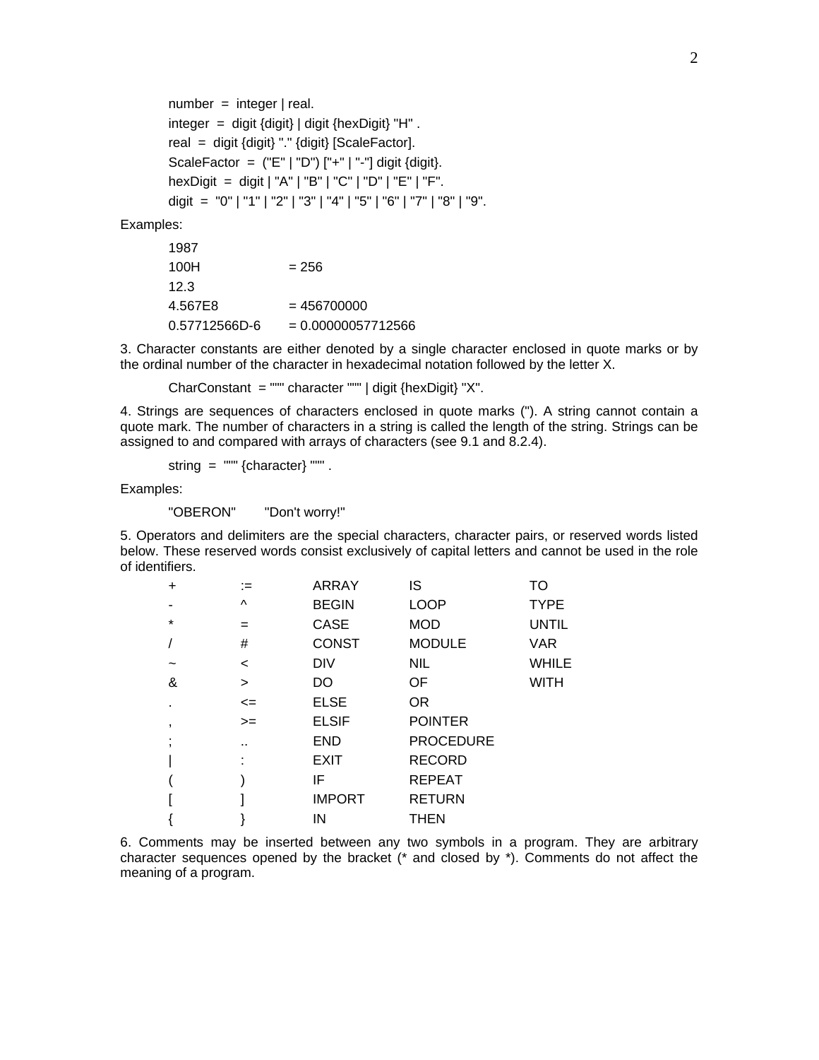```
number  =  integer | real.
integer  =  digit {digit} | digit {hexDigit} "H" .
real  =  digit {digit} "." {digit} [ScaleFactor].
ScaleFactor  =  ("E" | "D") ["+" | "-"] digit {digit}.
hexDigit  =  digit | "A" | "B" | "C" | "D" | "E" | "F".
digit  =  "0" | "1" | "2" | "3" | "4" | "5" | "6" | "7" | "8" | "9".
```

Examples:

```
1987
100H            = 256
12.3
4.567E8         = 456700000
0.57712566D-6   = 0.00000057712566
```

3. Character constants are either denoted by a single character enclosed in quote marks or by the ordinal number of the character in hexadecimal notation followed by the letter X.

```
CharConstant  = '"' character '"' | digit {hexDigit} "X".
```

4. Strings are sequences of characters enclosed in quote marks ("). A string cannot contain a quote mark. The number of characters in a string is called the length of the string. Strings can be assigned to and compared with arrays of characters (see 9.1 and 8.2.4).

```
string  =  '"' {character} '"' .
```

Examples:

```
"OBERON"    "Don't worry!"
```

5. Operators and delimiters are the special characters, character pairs, or reserved words listed below. These reserved words consist exclusively of capital letters and cannot be used in the role of identifiers.

```
+       :=      ARRAY       IS          TO
-       ^       BEGIN       LOOP        TYPE
*       =       CASE        MOD         UNTIL
/       #       CONST       MODULE      VAR
~       <       DIV         NIL         WHILE
&       >       DO          OF          WITH
.       <=      ELSE        OR
,       >=      ELSIF       POINTER
;       ..      END         PROCEDURE
|       :       EXIT        RECORD
(       )       IF          REPEAT
[       ]       IMPORT      RETURN
{       }       IN          THEN
```

6. Comments may be inserted between any two symbols in a program. They are arbitrary character sequences opened by the bracket (* and closed by *). Comments do not affect the meaning of a program.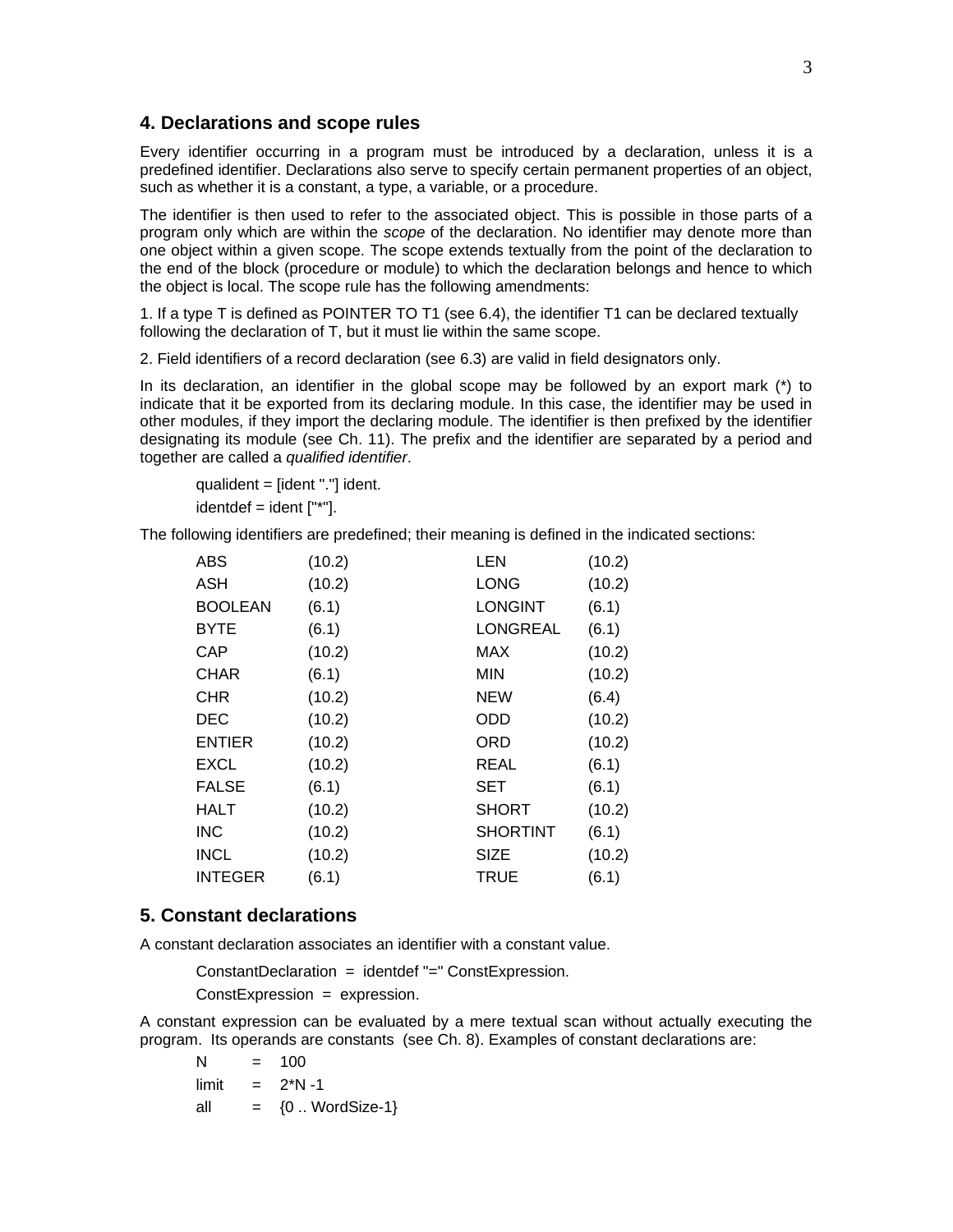## 4. Declarations and scope rules

Every identifier occurring in a program must be introduced by a declaration, unless it is a predefined identifier. Declarations also serve to specify certain permanent properties of an object, such as whether it is a constant, a type, a variable, or a procedure.

The identifier is then used to refer to the associated object. This is possible in those parts of a program only which are within the *scope* of the declaration. No identifier may denote more than one object within a given scope. The scope extends textually from the point of the declaration to the end of the block (procedure or module) to which the declaration belongs and hence to which the object is local. The scope rule has the following amendments:

1. If a type T is defined as POINTER TO T1 (see 6.4), the identifier T1 can be declared textually following the declaration of T, but it must lie within the same scope.

2. Field identifiers of a record declaration (see 6.3) are valid in field designators only.

In its declaration, an identifier in the global scope may be followed by an export mark (*) to indicate that it be exported from its declaring module. In this case, the identifier may be used in other modules, if they import the declaring module. The identifier is then prefixed by the identifier designating its module (see Ch. 11). The prefix and the identifier are separated by a period and together are called a *qualified identifier*.

```
qualident = [ident "."] ident.
identdef = ident ["*"].
```

The following identifiers are predefined; their meaning is defined in the indicated sections:

| | | | |
|---|---|---|---|
| ABS | (10.2) | LEN | (10.2) |
| ASH | (10.2) | LONG | (10.2) |
| BOOLEAN | (6.1) | LONGINT | (6.1) |
| BYTE | (6.1) | LONGREAL | (6.1) |
| CAP | (10.2) | MAX | (10.2) |
| CHAR | (6.1) | MIN | (10.2) |
| CHR | (10.2) | NEW | (6.4) |
| DEC | (10.2) | ODD | (10.2) |
| ENTIER | (10.2) | ORD | (10.2) |
| EXCL | (10.2) | REAL | (6.1) |
| FALSE | (6.1) | SET | (6.1) |
| HALT | (10.2) | SHORT | (10.2) |
| INC | (10.2) | SHORTINT | (6.1) |
| INCL | (10.2) | SIZE | (10.2) |
| INTEGER | (6.1) | TRUE | (6.1) |

## 5. Constant declarations

A constant declaration associates an identifier with a constant value.

```
ConstantDeclaration  =  identdef "=" ConstExpression.
ConstExpression  =  expression.
```

A constant expression can be evaluated by a mere textual scan without actually executing the program. Its operands are constants (see Ch. 8). Examples of constant declarations are:

```
N      =   100
limit  =   2*N -1
all    =   {0 .. WordSize-1}
```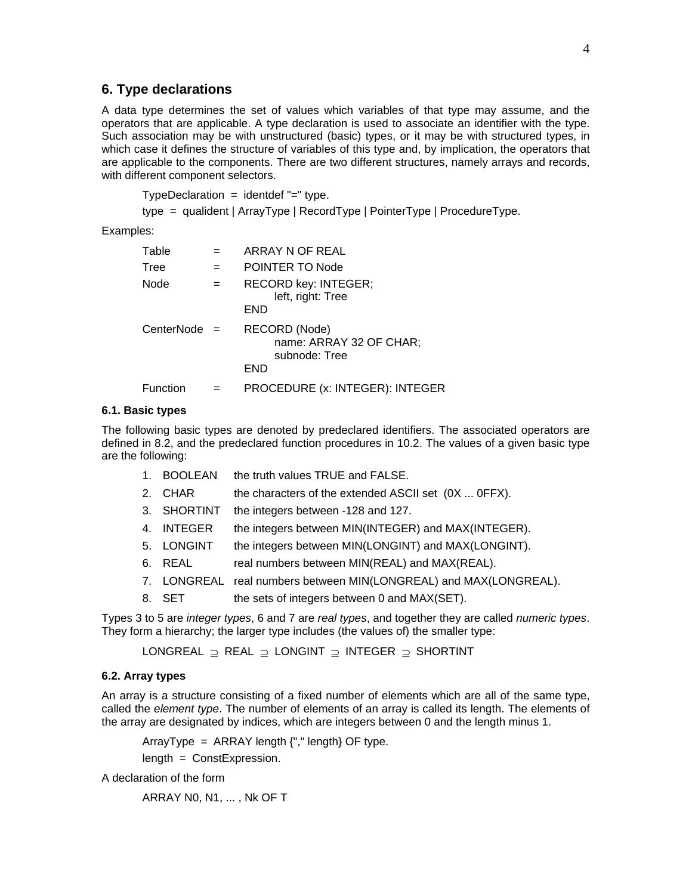## 6. Type declarations

A data type determines the set of values which variables of that type may assume, and the operators that are applicable. A type declaration is used to associate an identifier with the type. Such association may be with unstructured (basic) types, or it may be with structured types, in which case it defines the structure of variables of this type and, by implication, the operators that are applicable to the components. There are two different structures, namely arrays and records, with different component selectors.

```
TypeDeclaration  =  identdef "=" type.
type  =  qualident | ArrayType | RecordType | PointerType | ProcedureType.
```

Examples:

```
Table       =   ARRAY N OF REAL
Tree        =   POINTER TO Node
Node        =   RECORD key: INTEGER;
                    left, right: Tree
                END
CenterNode  =   RECORD (Node)
                    name: ARRAY 32 OF CHAR;
                    subnode: Tree
                END
Function    =   PROCEDURE (x: INTEGER): INTEGER
```

### 6.1. Basic types

The following basic types are denoted by predeclared identifiers. The associated operators are defined in 8.2, and the predeclared function procedures in 10.2. The values of a given basic type are the following:

1. BOOLEAN the truth values TRUE and FALSE.
2. CHAR the characters of the extended ASCII set (0X ... 0FFX).
3. SHORTINT the integers between -128 and 127.
4. INTEGER the integers between MIN(INTEGER) and MAX(INTEGER).
5. LONGINT the integers between MIN(LONGINT) and MAX(LONGINT).
6. REAL real numbers between MIN(REAL) and MAX(REAL).
7. LONGREAL real numbers between MIN(LONGREAL) and MAX(LONGREAL).
8. SET the sets of integers between 0 and MAX(SET).

Types 3 to 5 are *integer types*, 6 and 7 are *real types*, and together they are called *numeric types*. They form a hierarchy; the larger type includes (the values of) the smaller type:

LONGREAL $\supseteq$ REAL $\supseteq$ LONGINT $\supseteq$ INTEGER $\supseteq$ SHORTINT

### 6.2. Array types

An array is a structure consisting of a fixed number of elements which are all of the same type, called the *element type*. The number of elements of an array is called its length. The elements of the array are designated by indices, which are integers between 0 and the length minus 1.

```
ArrayType  =  ARRAY length {"," length} OF type.
length  =  ConstExpression.
```

A declaration of the form

```
ARRAY N0, N1, ... , Nk OF T
```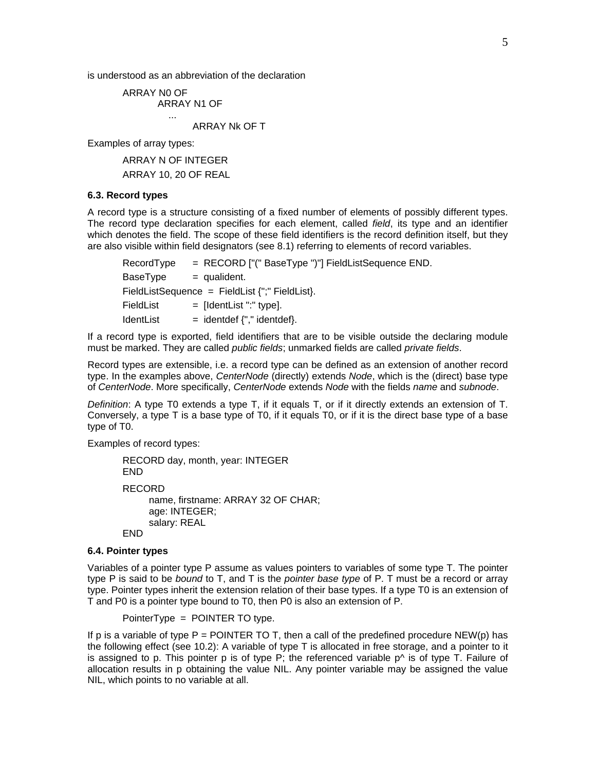is understood as an abbreviation of the declaration

```
ARRAY N0 OF
    ARRAY N1 OF
      ...
        ARRAY Nk OF T
```

Examples of array types:

```
ARRAY N OF INTEGER
ARRAY 10, 20 OF REAL
```

### 6.3. Record types

A record type is a structure consisting of a fixed number of elements of possibly different types. The record type declaration specifies for each element, called *field*, its type and an identifier which denotes the field. The scope of these field identifiers is the record definition itself, but they are also visible within field designators (see 8.1) referring to elements of record variables.

```
RecordType    = RECORD ["(" BaseType ")"] FieldListSequence END.
BaseType      = qualident.
FieldListSequence  = FieldList {";" FieldList}.
FieldList     = [IdentList ":" type].
IdentList     = identdef {"," identdef}.
```

If a record type is exported, field identifiers that are to be visible outside the declaring module must be marked. They are called *public fields*; unmarked fields are called *private fields*.

Record types are extensible, i.e. a record type can be defined as an extension of another record type. In the examples above, *CenterNode* (directly) extends *Node*, which is the (direct) base type of *CenterNode*. More specifically, *CenterNode* extends *Node* with the fields *name* and *subnode*.

*Definition*: A type T0 extends a type T, if it equals T, or if it directly extends an extension of T. Conversely, a type T is a base type of T0, if it equals T0, or if it is the direct base type of a base type of T0.

Examples of record types:

```
RECORD day, month, year: INTEGER
END

RECORD
    name, firstname: ARRAY 32 OF CHAR;
    age: INTEGER;
    salary: REAL
END
```

### 6.4. Pointer types

Variables of a pointer type P assume as values pointers to variables of some type T. The pointer type P is said to be *bound* to T, and T is the *pointer base type* of P. T must be a record or array type. Pointer types inherit the extension relation of their base types. If a type T0 is an extension of T and P0 is a pointer type bound to T0, then P0 is also an extension of P.

```
PointerType  =  POINTER TO type.
```

If p is a variable of type P = POINTER TO T, then a call of the predefined procedure NEW(p) has the following effect (see 10.2): A variable of type T is allocated in free storage, and a pointer to it is assigned to p. This pointer p is of type P; the referenced variable p^ is of type T. Failure of allocation results in p obtaining the value NIL. Any pointer variable may be assigned the value NIL, which points to no variable at all.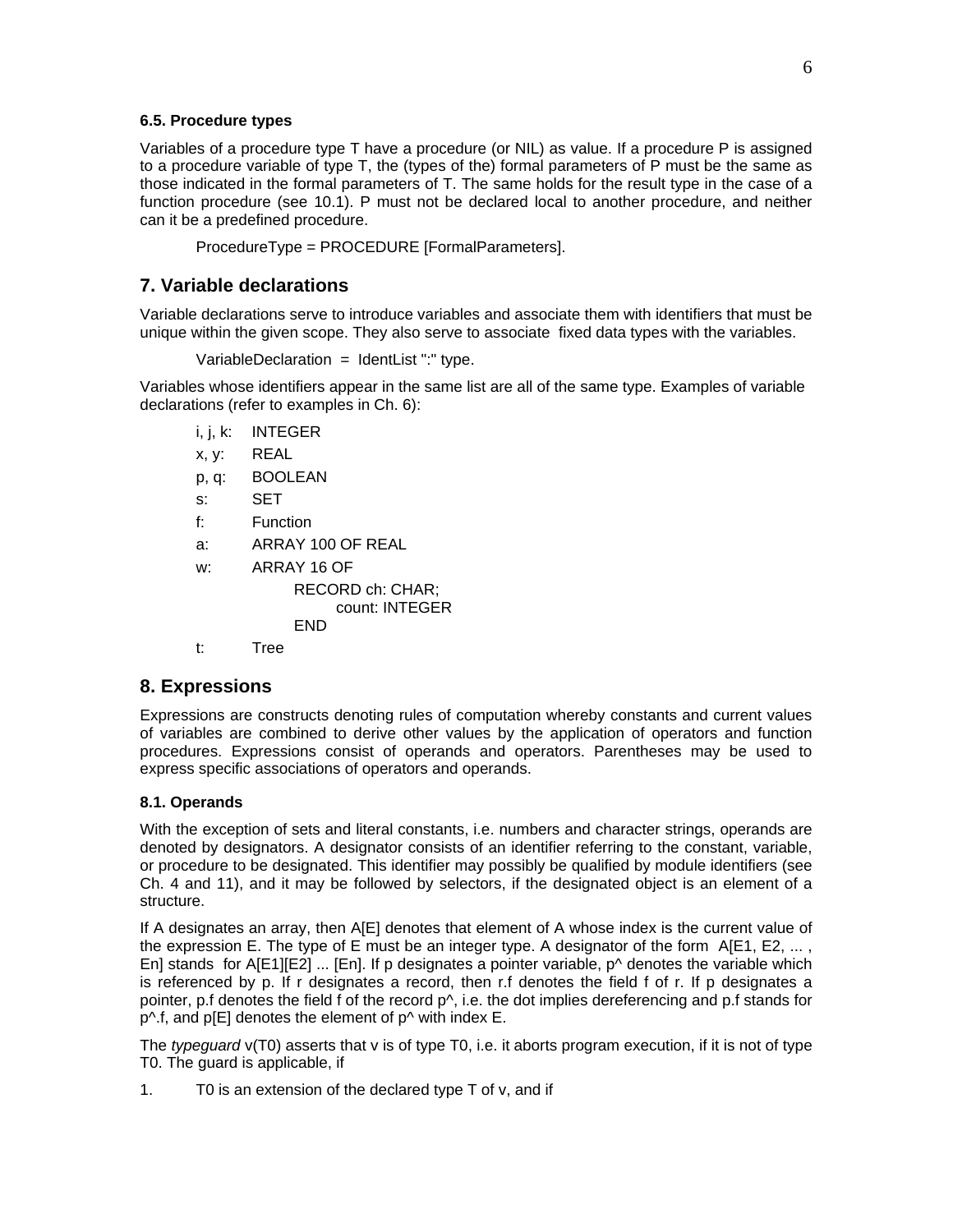### 6.5. Procedure types

Variables of a procedure type T have a procedure (or NIL) as value. If a procedure P is assigned to a procedure variable of type T, the (types of the) formal parameters of P must be the same as those indicated in the formal parameters of T. The same holds for the result type in the case of a function procedure (see 10.1). P must not be declared local to another procedure, and neither can it be a predefined procedure.

```
ProcedureType = PROCEDURE [FormalParameters].
```

## 7. Variable declarations

Variable declarations serve to introduce variables and associate them with identifiers that must be unique within the given scope. They also serve to associate fixed data types with the variables.

```
VariableDeclaration = IdentList ":" type.
```

Variables whose identifiers appear in the same list are all of the same type. Examples of variable declarations (refer to examples in Ch. 6):

```
i, j, k:  INTEGER
x, y:     REAL
p, q:     BOOLEAN
s:        SET
f:        Function
a:        ARRAY 100 OF REAL
w:        ARRAY 16 OF
              RECORD ch: CHAR;
                  count: INTEGER
              END
t:        Tree
```

## 8. Expressions

Expressions are constructs denoting rules of computation whereby constants and current values of variables are combined to derive other values by the application of operators and function procedures. Expressions consist of operands and operators. Parentheses may be used to express specific associations of operators and operands.

### 8.1. Operands

With the exception of sets and literal constants, i.e. numbers and character strings, operands are denoted by designators. A designator consists of an identifier referring to the constant, variable, or procedure to be designated. This identifier may possibly be qualified by module identifiers (see Ch. 4 and 11), and it may be followed by selectors, if the designated object is an element of a structure.

If A designates an array, then A[E] denotes that element of A whose index is the current value of the expression E. The type of E must be an integer type. A designator of the form A[E1, E2, ... , En] stands for A[E1][E2] ... [En]. If p designates a pointer variable, p^ denotes the variable which is referenced by p. If r designates a record, then r.f denotes the field f of r. If p designates a pointer, p.f denotes the field f of the record p^, i.e. the dot implies dereferencing and p.f stands for p^.f, and p[E] denotes the element of p^ with index E.

The *typeguard* v(T0) asserts that v is of type T0, i.e. it aborts program execution, if it is not of type T0. The guard is applicable, if

1. T0 is an extension of the declared type T of v, and if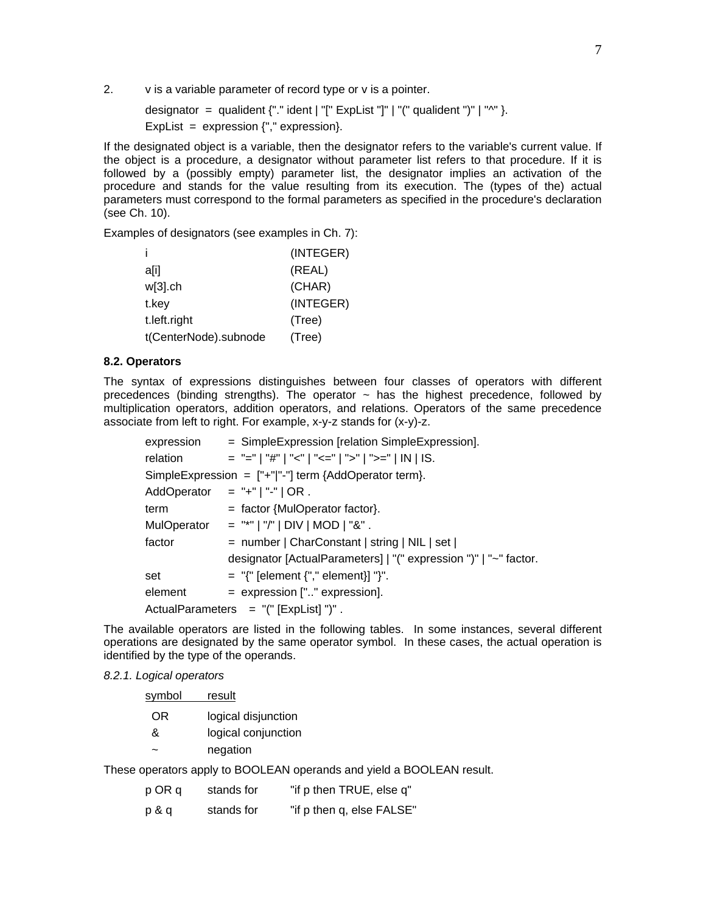2. v is a variable parameter of record type or v is a pointer.

```
designator  =  qualident {"." ident | "[" ExpList "]" | "(" qualident ")" | "^" }.
ExpList  =  expression {"," expression}.
```

If the designated object is a variable, then the designator refers to the variable's current value. If the object is a procedure, a designator without parameter list refers to that procedure. If it is followed by a (possibly empty) parameter list, the designator implies an activation of the procedure and stands for the value resulting from its execution. The (types of the) actual parameters must correspond to the formal parameters as specified in the procedure's declaration (see Ch. 10).

Examples of designators (see examples in Ch. 7):

```
i                       (INTEGER)
a[i]                    (REAL)
w[3].ch                 (CHAR)
t.key                   (INTEGER)
t.left.right            (Tree)
t(CenterNode).subnode   (Tree)
```

### 8.2. Operators

The syntax of expressions distinguishes between four classes of operators with different precedences (binding strengths). The operator ~ has the highest precedence, followed by multiplication operators, addition operators, and relations. Operators of the same precedence associate from left to right. For example, x-y-z stands for (x-y)-z.

```
expression       = SimpleExpression [relation SimpleExpression].
relation         = "=" | "#" | "<" | "<=" | ">" | ">=" | IN | IS.
SimpleExpression  =  ["+"|"-"] term {AddOperator term}.
AddOperator      = "+" | "-" | OR .
term             = factor {MulOperator factor}.
MulOperator      = "*" | "/" | DIV | MOD | "&" .
factor           = number | CharConstant | string | NIL | set |
                   designator [ActualParameters] | "(" expression ")" | "~" factor.
set              = "{" [element {"," element}] "}".
element          = expression [".." expression].
ActualParameters   =  "(" [ExpList] ")" .
```

The available operators are listed in the following tables. In some instances, several different operations are designated by the same operator symbol. In these cases, the actual operation is identified by the type of the operands.

*8.2.1. Logical operators*

| symbol | result |
|---|---|
| OR | logical disjunction |
| & | logical conjunction |
| ~ | negation |

These operators apply to BOOLEAN operands and yield a BOOLEAN result.

| | | |
|---|---|---|
| p OR q | stands for | "if p then TRUE, else q" |
| p & q | stands for | "if p then q, else FALSE" |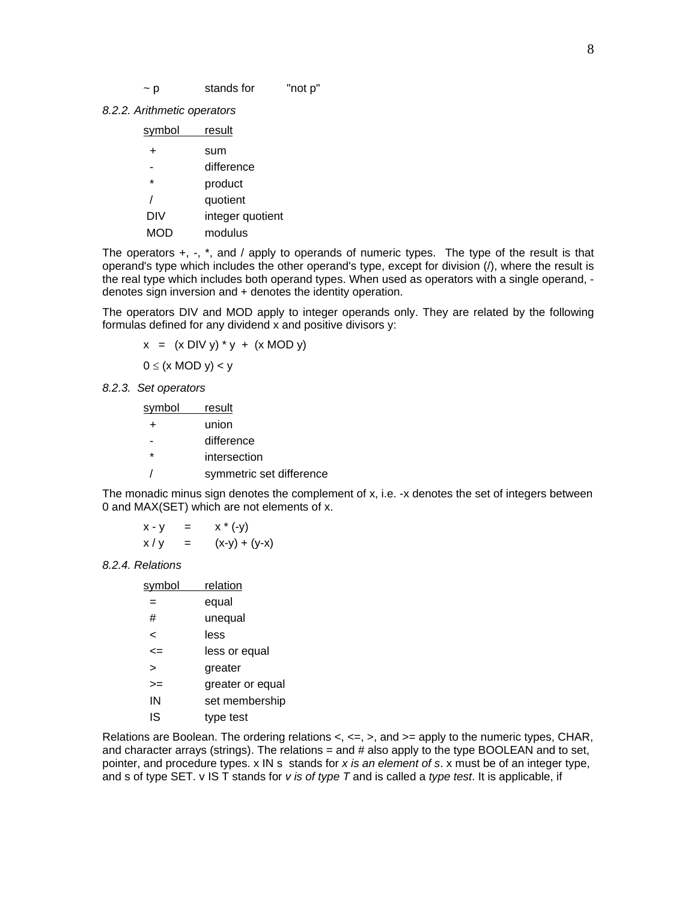~ p stands for "not p"

*8.2.2. Arithmetic operators*

| symbol | result |
|---|---|
| + | sum |
| - | difference |
| * | product |
| / | quotient |
| DIV | integer quotient |
| MOD | modulus |

The operators +, -, *, and / apply to operands of numeric types. The type of the result is that operand's type which includes the other operand's type, except for division (/), where the result is the real type which includes both operand types. When used as operators with a single operand, - denotes sign inversion and + denotes the identity operation.

The operators DIV and MOD apply to integer operands only. They are related by the following formulas defined for any dividend x and positive divisors y:

x = (x DIV y) * y + (x MOD y)

0 ≤ (x MOD y) < y

*8.2.3. Set operators*

| symbol | result |
|---|---|
| + | union |
| - | difference |
| * | intersection |
| / | symmetric set difference |

The monadic minus sign denotes the complement of x, i.e. -x denotes the set of integers between 0 and MAX(SET) which are not elements of x.

x - y = x * (-y)
x / y = (x-y) + (y-x)

*8.2.4. Relations*

| symbol | relation |
|---|---|
| = | equal |
| # | unequal |
| < | less |
| <= | less or equal |
| > | greater |
| >= | greater or equal |
| IN | set membership |
| IS | type test |

Relations are Boolean. The ordering relations <, <=, >, and >= apply to the numeric types, CHAR, and character arrays (strings). The relations = and # also apply to the type BOOLEAN and to set, pointer, and procedure types. x IN s stands for *x is an element of s*. x must be of an integer type, and s of type SET. v IS T stands for *v is of type T* and is called a *type test*. It is applicable, if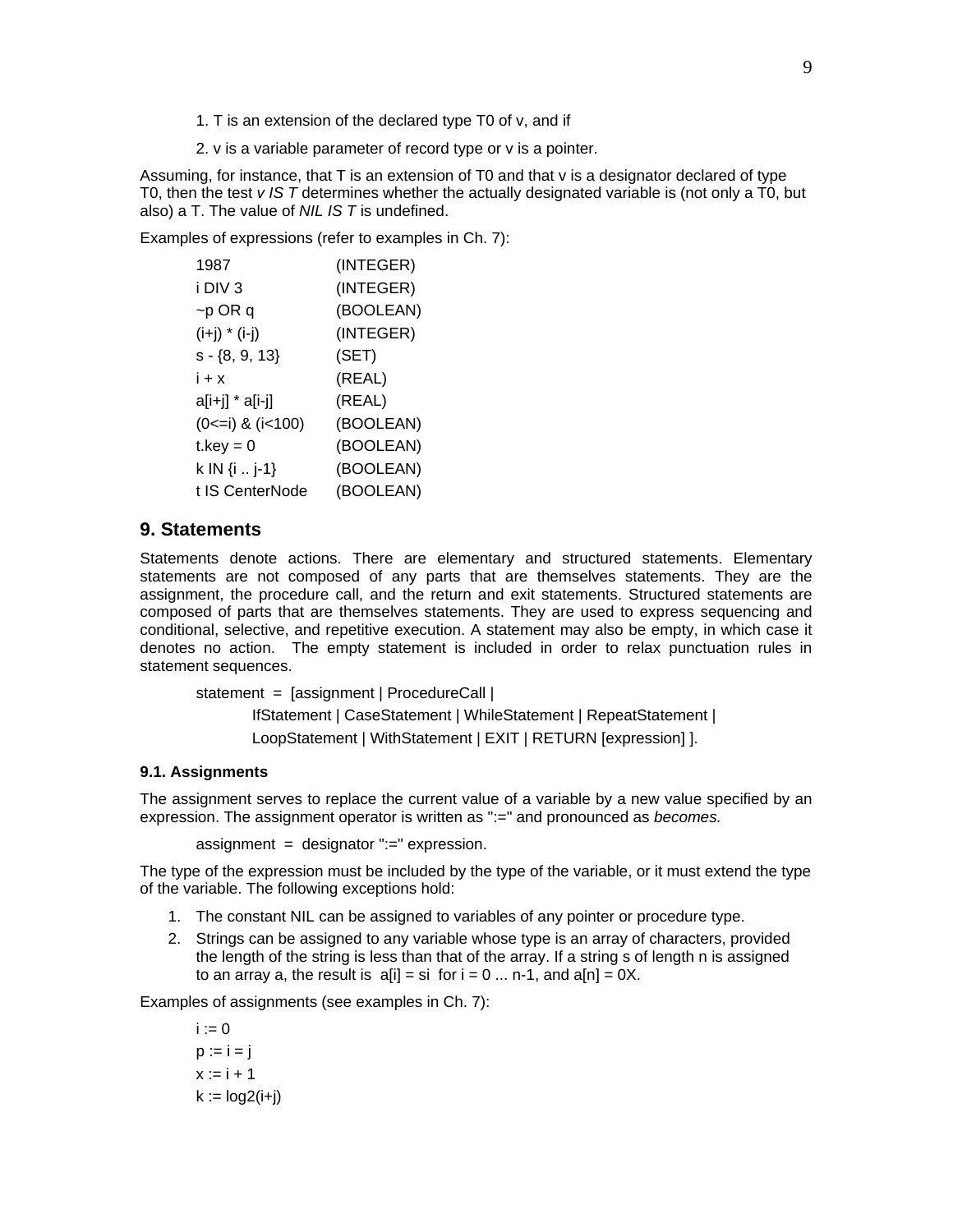1. T is an extension of the declared type T0 of v, and if

2. v is a variable parameter of record type or v is a pointer.

Assuming, for instance, that T is an extension of T0 and that v is a designator declared of type T0, then the test *v IS T* determines whether the actually designated variable is (not only a T0, but also) a T. The value of *NIL IS T* is undefined.

Examples of expressions (refer to examples in Ch. 7):

```
1987                (INTEGER)
i DIV 3             (INTEGER)
~p OR q             (BOOLEAN)
(i+j) * (i-j)       (INTEGER)
s - {8, 9, 13}      (SET)
i + x               (REAL)
a[i+j] * a[i-j]     (REAL)
(0<=i) & (i<100)    (BOOLEAN)
t.key = 0           (BOOLEAN)
k IN {i .. j-1}     (BOOLEAN)
t IS CenterNode     (BOOLEAN)
```

## 9. Statements

Statements denote actions. There are elementary and structured statements. Elementary statements are not composed of any parts that are themselves statements. They are the assignment, the procedure call, and the return and exit statements. Structured statements are composed of parts that are themselves statements. They are used to express sequencing and conditional, selective, and repetitive execution. A statement may also be empty, in which case it denotes no action. The empty statement is included in order to relax punctuation rules in statement sequences.

```
statement  =  [assignment | ProcedureCall |
        IfStatement | CaseStatement | WhileStatement | RepeatStatement |
        LoopStatement | WithStatement | EXIT | RETURN [expression] ].
```

### 9.1. Assignments

The assignment serves to replace the current value of a variable by a new value specified by an expression. The assignment operator is written as ":=" and pronounced as *becomes.*

```
assignment  =  designator ":=" expression.
```

The type of the expression must be included by the type of the variable, or it must extend the type of the variable. The following exceptions hold:

1. The constant NIL can be assigned to variables of any pointer or procedure type.
2. Strings can be assigned to any variable whose type is an array of characters, provided the length of the string is less than that of the array. If a string s of length n is assigned to an array a, the result is  a[i] = si  for i = 0 ... n-1, and a[n] = 0X.

Examples of assignments (see examples in Ch. 7):

```
i := 0
p := i = j
x := i + 1
k := log2(i+j)
```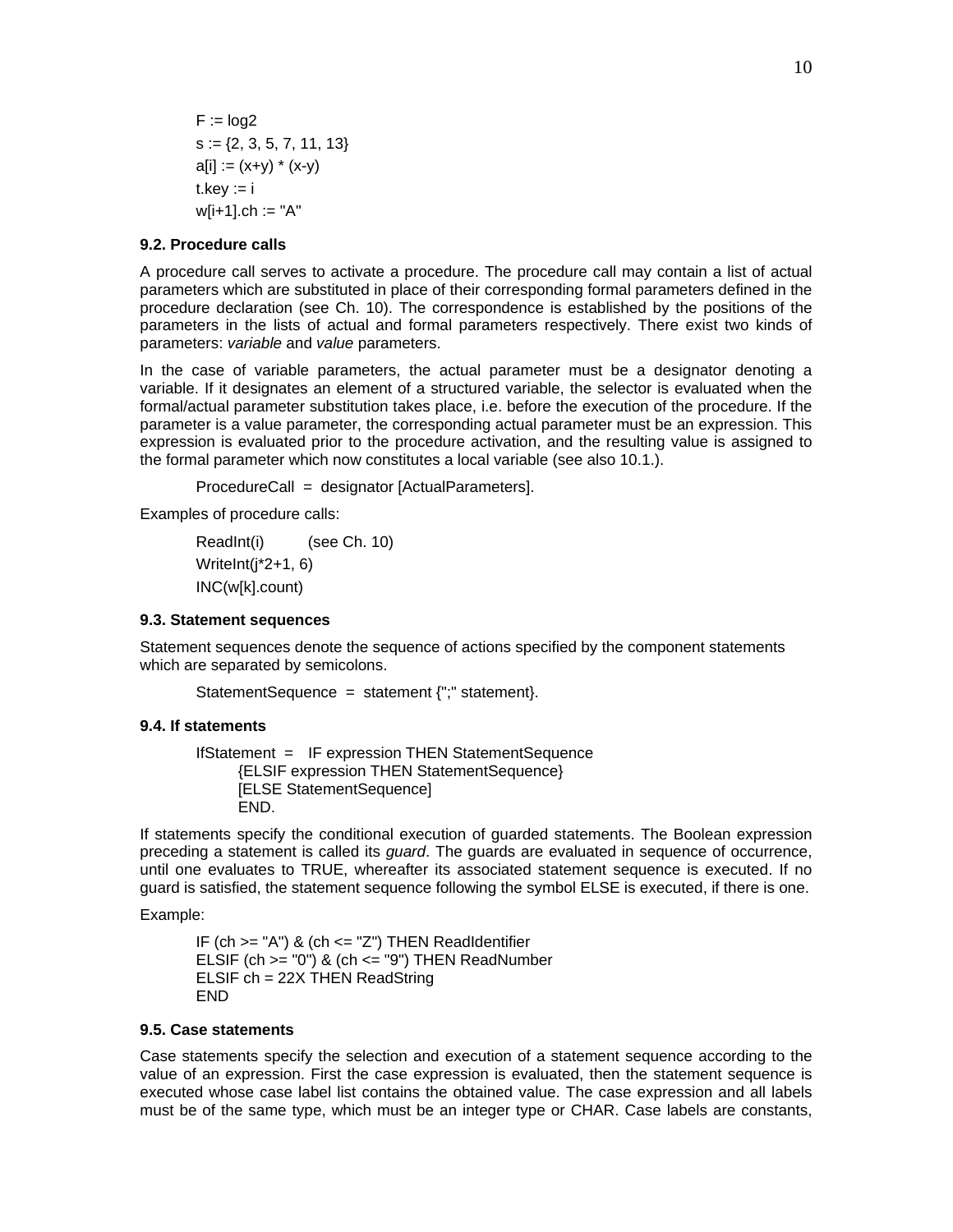```
F := log2
s := {2, 3, 5, 7, 11, 13}
a[i] := (x+y) * (x-y)
t.key := i
w[i+1].ch := "A"
```

**9.2. Procedure calls**

A procedure call serves to activate a procedure. The procedure call may contain a list of actual parameters which are substituted in place of their corresponding formal parameters defined in the procedure declaration (see Ch. 10). The correspondence is established by the positions of the parameters in the lists of actual and formal parameters respectively. There exist two kinds of parameters: *variable* and *value* parameters.

In the case of variable parameters, the actual parameter must be a designator denoting a variable. If it designates an element of a structured variable, the selector is evaluated when the formal/actual parameter substitution takes place, i.e. before the execution of the procedure. If the parameter is a value parameter, the corresponding actual parameter must be an expression. This expression is evaluated prior to the procedure activation, and the resulting value is assigned to the formal parameter which now constitutes a local variable (see also 10.1.).

```
ProcedureCall  =  designator [ActualParameters].
```

Examples of procedure calls:

```
ReadInt(i)         (see Ch. 10)
WriteInt(j*2+1, 6)
INC(w[k].count)
```

**9.3. Statement sequences**

Statement sequences denote the sequence of actions specified by the component statements which are separated by semicolons.

```
StatementSequence  =  statement {";" statement}.
```

**9.4. If statements**

```
IfStatement  =   IF expression THEN StatementSequence
       {ELSIF expression THEN StatementSequence}
       [ELSE StatementSequence]
       END.
```

If statements specify the conditional execution of guarded statements. The Boolean expression preceding a statement is called its *guard*. The guards are evaluated in sequence of occurrence, until one evaluates to TRUE, whereafter its associated statement sequence is executed. If no guard is satisfied, the statement sequence following the symbol ELSE is executed, if there is one.

Example:

```
IF (ch >= "A") & (ch <= "Z") THEN ReadIdentifier
ELSIF (ch >= "0") & (ch <= "9") THEN ReadNumber
ELSIF ch = 22X THEN ReadString
END
```

**9.5. Case statements**

Case statements specify the selection and execution of a statement sequence according to the value of an expression. First the case expression is evaluated, then the statement sequence is executed whose case label list contains the obtained value. The case expression and all labels must be of the same type, which must be an integer type or CHAR. Case labels are constants,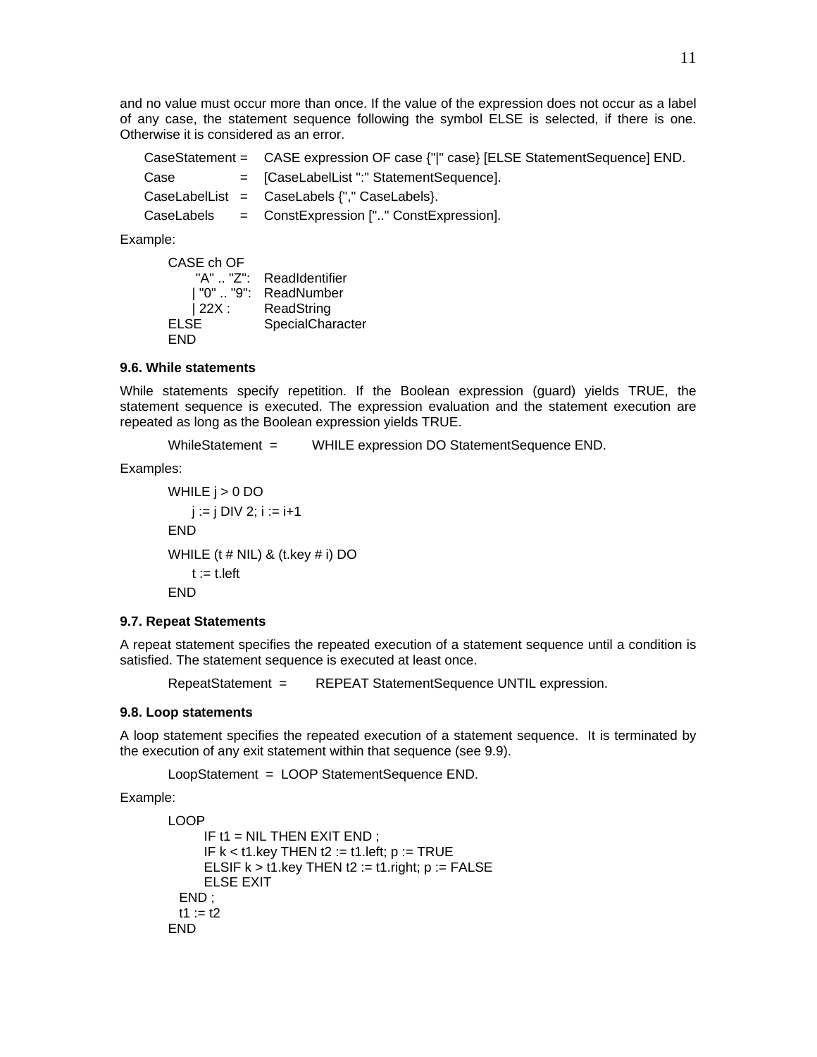and no value must occur more than once. If the value of the expression does not occur as a label of any case, the statement sequence following the symbol ELSE is selected, if there is one. Otherwise it is considered as an error.

```
CaseStatement =   CASE expression OF case {"|" case} [ELSE StatementSequence] END.
Case          =   [CaseLabelList ":" StatementSequence].
CaseLabelList =   CaseLabels {"," CaseLabels}.
CaseLabels    =   ConstExpression [".." ConstExpression].
```

Example:

```
CASE ch OF
    "A" .. "Z":  ReadIdentifier
  | "0" .. "9":  ReadNumber
  | 22X :        ReadString
ELSE             SpecialCharacter
END
```

### 9.6. While statements

While statements specify repetition. If the Boolean expression (guard) yields TRUE, the statement sequence is executed. The expression evaluation and the statement execution are repeated as long as the Boolean expression yields TRUE.

```
WhileStatement  =     WHILE expression DO StatementSequence END.
```

Examples:

```
WHILE j > 0 DO
    j := j DIV 2; i := i+1
END
WHILE (t # NIL) & (t.key # i) DO
    t := t.left
END
```

### 9.7. Repeat Statements

A repeat statement specifies the repeated execution of a statement sequence until a condition is satisfied. The statement sequence is executed at least once.

```
RepeatStatement  =     REPEAT StatementSequence UNTIL expression.
```

### 9.8. Loop statements

A loop statement specifies the repeated execution of a statement sequence. It is terminated by the execution of any exit statement within that sequence (see 9.9).

```
LoopStatement  =  LOOP StatementSequence END.
```

Example:

```
LOOP
        IF t1 = NIL THEN EXIT END ;
        IF k < t1.key THEN t2 := t1.left; p := TRUE
        ELSIF k > t1.key THEN t2 := t1.right; p := FALSE
        ELSE EXIT
   END ;
   t1 := t2
END
```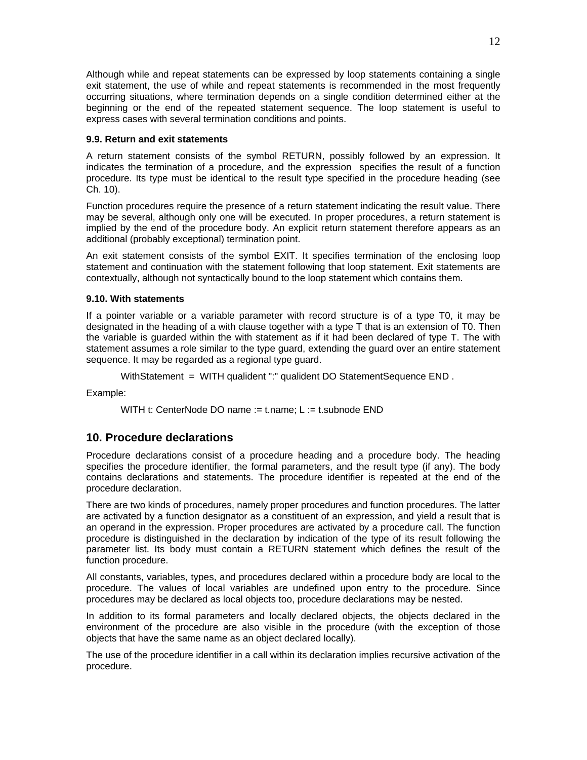Although while and repeat statements can be expressed by loop statements containing a single exit statement, the use of while and repeat statements is recommended in the most frequently occurring situations, where termination depends on a single condition determined either at the beginning or the end of the repeated statement sequence. The loop statement is useful to express cases with several termination conditions and points.

#### 9.9. Return and exit statements

A return statement consists of the symbol RETURN, possibly followed by an expression. It indicates the termination of a procedure, and the expression specifies the result of a function procedure. Its type must be identical to the result type specified in the procedure heading (see Ch. 10).

Function procedures require the presence of a return statement indicating the result value. There may be several, although only one will be executed. In proper procedures, a return statement is implied by the end of the procedure body. An explicit return statement therefore appears as an additional (probably exceptional) termination point.

An exit statement consists of the symbol EXIT. It specifies termination of the enclosing loop statement and continuation with the statement following that loop statement. Exit statements are contextually, although not syntactically bound to the loop statement which contains them.

#### 9.10. With statements

If a pointer variable or a variable parameter with record structure is of a type T0, it may be designated in the heading of a with clause together with a type T that is an extension of T0. Then the variable is guarded within the with statement as if it had been declared of type T. The with statement assumes a role similar to the type guard, extending the guard over an entire statement sequence. It may be regarded as a regional type guard.

```
WithStatement  =  WITH qualident ":" qualident DO StatementSequence END .
```

Example:

```
WITH t: CenterNode DO name := t.name; L := t.subnode END
```

## 10. Procedure declarations

Procedure declarations consist of a procedure heading and a procedure body. The heading specifies the procedure identifier, the formal parameters, and the result type (if any). The body contains declarations and statements. The procedure identifier is repeated at the end of the procedure declaration.

There are two kinds of procedures, namely proper procedures and function procedures. The latter are activated by a function designator as a constituent of an expression, and yield a result that is an operand in the expression. Proper procedures are activated by a procedure call. The function procedure is distinguished in the declaration by indication of the type of its result following the parameter list. Its body must contain a RETURN statement which defines the result of the function procedure.

All constants, variables, types, and procedures declared within a procedure body are local to the procedure. The values of local variables are undefined upon entry to the procedure. Since procedures may be declared as local objects too, procedure declarations may be nested.

In addition to its formal parameters and locally declared objects, the objects declared in the environment of the procedure are also visible in the procedure (with the exception of those objects that have the same name as an object declared locally).

The use of the procedure identifier in a call within its declaration implies recursive activation of the procedure.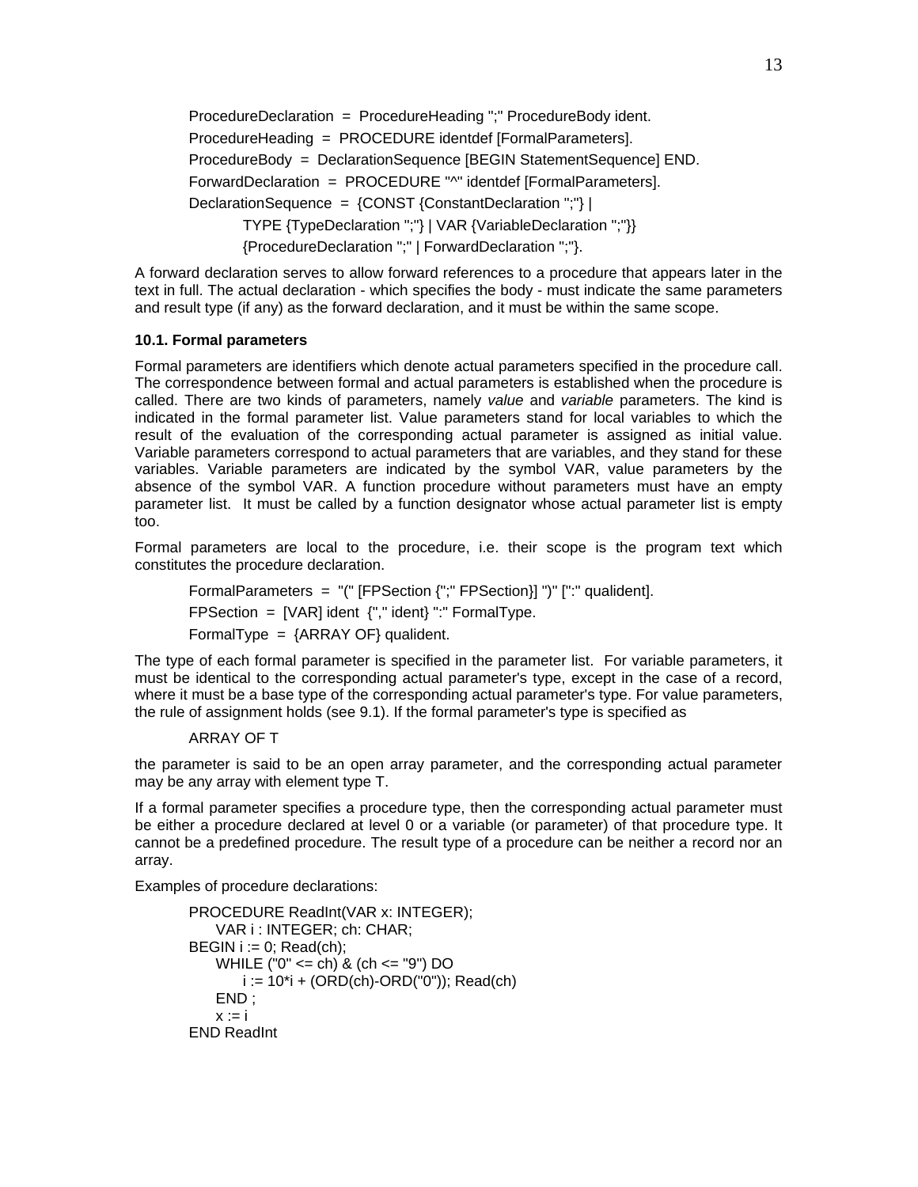```
ProcedureDeclaration  =  ProcedureHeading ";" ProcedureBody ident.
ProcedureHeading  =  PROCEDURE identdef [FormalParameters].
ProcedureBody  =  DeclarationSequence [BEGIN StatementSequence] END.
ForwardDeclaration  =  PROCEDURE "^" identdef [FormalParameters].
DeclarationSequence  =  {CONST {ConstantDeclaration ";"} |
        TYPE {TypeDeclaration ";"} | VAR {VariableDeclaration ";"}}
        {ProcedureDeclaration ";" | ForwardDeclaration ";"}.
```

A forward declaration serves to allow forward references to a procedure that appears later in the text in full. The actual declaration - which specifies the body - must indicate the same parameters and result type (if any) as the forward declaration, and it must be within the same scope.

#### 10.1. Formal parameters

Formal parameters are identifiers which denote actual parameters specified in the procedure call. The correspondence between formal and actual parameters is established when the procedure is called. There are two kinds of parameters, namely *value* and *variable* parameters. The kind is indicated in the formal parameter list. Value parameters stand for local variables to which the result of the evaluation of the corresponding actual parameter is assigned as initial value. Variable parameters correspond to actual parameters that are variables, and they stand for these variables. Variable parameters are indicated by the symbol VAR, value parameters by the absence of the symbol VAR. A function procedure without parameters must have an empty parameter list. It must be called by a function designator whose actual parameter list is empty too.

Formal parameters are local to the procedure, i.e. their scope is the program text which constitutes the procedure declaration.

```
FormalParameters  =  "(" [FPSection {";" FPSection}] ")" [":" qualident].
FPSection  =  [VAR] ident  {"," ident} ":" FormalType.
FormalType  =  {ARRAY OF} qualident.
```

The type of each formal parameter is specified in the parameter list. For variable parameters, it must be identical to the corresponding actual parameter's type, except in the case of a record, where it must be a base type of the corresponding actual parameter's type. For value parameters, the rule of assignment holds (see 9.1). If the formal parameter's type is specified as

```
ARRAY OF T
```

the parameter is said to be an open array parameter, and the corresponding actual parameter may be any array with element type T.

If a formal parameter specifies a procedure type, then the corresponding actual parameter must be either a procedure declared at level 0 or a variable (or parameter) of that procedure type. It cannot be a predefined procedure. The result type of a procedure can be neither a record nor an array.

Examples of procedure declarations:

```
PROCEDURE ReadInt(VAR x: INTEGER);
    VAR i : INTEGER; ch: CHAR;
BEGIN i := 0; Read(ch);
    WHILE ("0" <= ch) & (ch <= "9") DO
        i := 10*i + (ORD(ch)-ORD("0")); Read(ch)
    END ;
    x := i
END ReadInt
```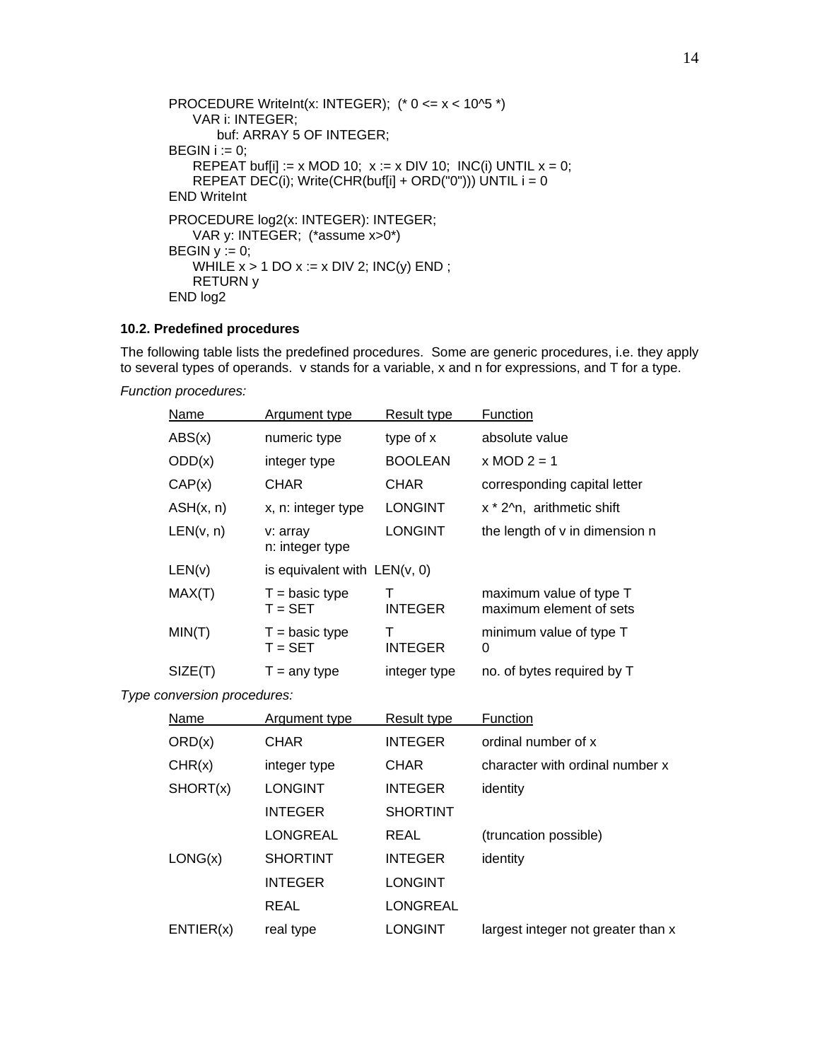```
PROCEDURE WriteInt(x: INTEGER);  (* 0 <= x < 10^5 *)
    VAR i: INTEGER;
        buf: ARRAY 5 OF INTEGER;
BEGIN i := 0;
    REPEAT buf[i] := x MOD 10;  x := x DIV 10;  INC(i) UNTIL x = 0;
    REPEAT DEC(i); Write(CHR(buf[i] + ORD("0"))) UNTIL i = 0
END WriteInt

PROCEDURE log2(x: INTEGER): INTEGER;
    VAR y: INTEGER;  (*assume x>0*)
BEGIN y := 0;
    WHILE x > 1 DO x := x DIV 2; INC(y) END ;
    RETURN y
END log2
```

### 10.2. Predefined procedures

The following table lists the predefined procedures. Some are generic procedures, i.e. they apply to several types of operands. v stands for a variable, x and n for expressions, and T for a type.

*Function procedures:*

| Name | Argument type | Result type | Function |
|---|---|---|---|
| ABS(x) | numeric type | type of x | absolute value |
| ODD(x) | integer type | BOOLEAN | x MOD 2 = 1 |
| CAP(x) | CHAR | CHAR | corresponding capital letter |
| ASH(x, n) | x, n: integer type | LONGINT | x * 2^n, arithmetic shift |
| LEN(v, n) | v: array<br>n: integer type | LONGINT | the length of v in dimension n |
| LEN(v) | is equivalent with LEN(v, 0) | | |
| MAX(T) | T = basic type<br>T = SET | T<br>INTEGER | maximum value of type T<br>maximum element of sets |
| MIN(T) | T = basic type<br>T = SET | T<br>INTEGER | minimum value of type T<br>0 |
| SIZE(T) | T = any type | integer type | no. of bytes required by T |

*Type conversion procedures:*

| Name | Argument type | Result type | Function |
|---|---|---|---|
| ORD(x) | CHAR | INTEGER | ordinal number of x |
| CHR(x) | integer type | CHAR | character with ordinal number x |
| SHORT(x) | LONGINT | INTEGER | identity |
| | INTEGER | SHORTINT | |
| | LONGREAL | REAL | (truncation possible) |
| LONG(x) | SHORTINT | INTEGER | identity |
| | INTEGER | LONGINT | |
| | REAL | LONGREAL | |
| ENTIER(x) | real type | LONGINT | largest integer not greater than x |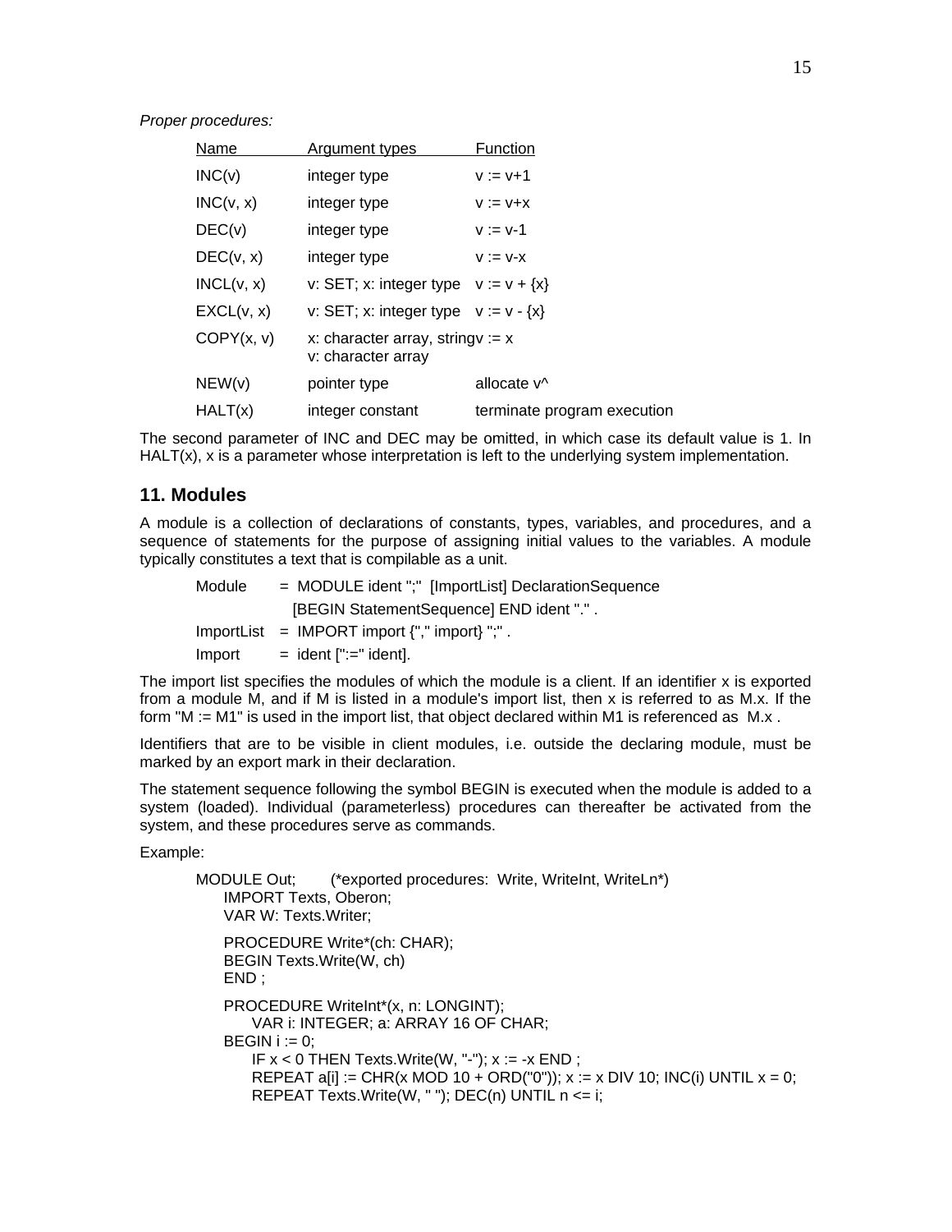*Proper procedures:*

| Name | Argument types | Function |
|---|---|---|
| INC(v) | integer type | v := v+1 |
| INC(v, x) | integer type | v := v+x |
| DEC(v) | integer type | v := v-1 |
| DEC(v, x) | integer type | v := v-x |
| INCL(v, x) | v: SET; x: integer type | v := v + {x} |
| EXCL(v, x) | v: SET; x: integer type | v := v - {x} |
| COPY(x, v) | x: character array, string v: character array | v := x |
| NEW(v) | pointer type | allocate v^ |
| HALT(x) | integer constant | terminate program execution |

The second parameter of INC and DEC may be omitted, in which case its default value is 1. In HALT(x), x is a parameter whose interpretation is left to the underlying system implementation.

## 11. Modules

A module is a collection of declarations of constants, types, variables, and procedures, and a sequence of statements for the purpose of assigning initial values to the variables. A module typically constitutes a text that is compilable as a unit.

```
Module     = MODULE ident ";" [ImportList] DeclarationSequence
               [BEGIN StatementSequence] END ident "." .
ImportList = IMPORT import {"," import} ";" .
Import     = ident [":=" ident].
```

The import list specifies the modules of which the module is a client. If an identifier x is exported from a module M, and if M is listed in a module's import list, then x is referred to as M.x. If the form "M := M1" is used in the import list, that object declared within M1 is referenced as M.x .

Identifiers that are to be visible in client modules, i.e. outside the declaring module, must be marked by an export mark in their declaration.

The statement sequence following the symbol BEGIN is executed when the module is added to a system (loaded). Individual (parameterless) procedures can thereafter be activated from the system, and these procedures serve as commands.

Example:

```
MODULE Out;     (*exported procedures: Write, WriteInt, WriteLn*)
   IMPORT Texts, Oberon;
   VAR W: Texts.Writer;

   PROCEDURE Write*(ch: CHAR);
   BEGIN Texts.Write(W, ch)
   END ;

   PROCEDURE WriteInt*(x, n: LONGINT);
      VAR i: INTEGER; a: ARRAY 16 OF CHAR;
   BEGIN i := 0;
      IF x < 0 THEN Texts.Write(W, "-"); x := -x END ;
      REPEAT a[i] := CHR(x MOD 10 + ORD("0")); x := x DIV 10; INC(i) UNTIL x = 0;
      REPEAT Texts.Write(W, " "); DEC(n) UNTIL n <= i;
```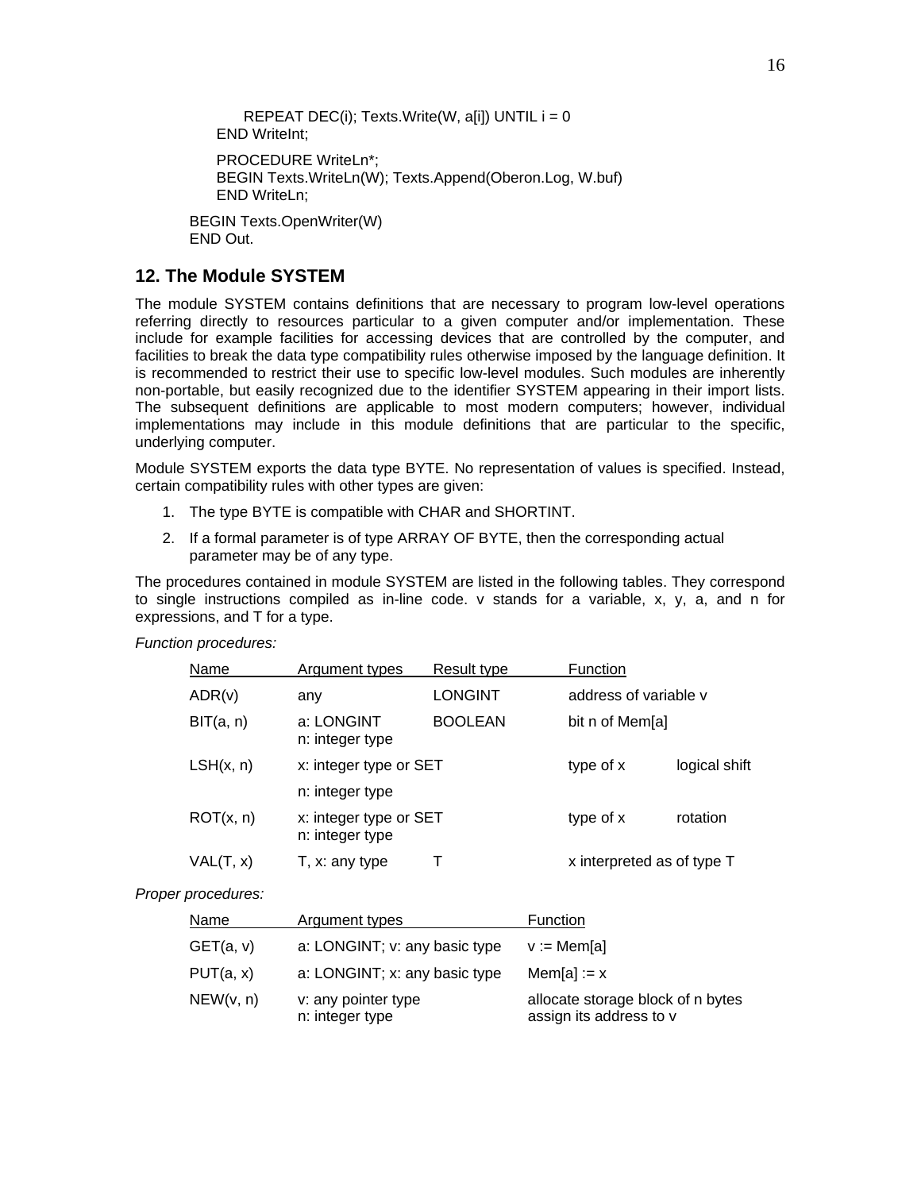```
      REPEAT DEC(i); Texts.Write(W, a[i]) UNTIL i = 0
   END WriteInt;

   PROCEDURE WriteLn*;
   BEGIN Texts.WriteLn(W); Texts.Append(Oberon.Log, W.buf)
   END WriteLn;

BEGIN Texts.OpenWriter(W)
END Out.
```

## 12. The Module SYSTEM

The module SYSTEM contains definitions that are necessary to program low-level operations referring directly to resources particular to a given computer and/or implementation. These include for example facilities for accessing devices that are controlled by the computer, and facilities to break the data type compatibility rules otherwise imposed by the language definition. It is recommended to restrict their use to specific low-level modules. Such modules are inherently non-portable, but easily recognized due to the identifier SYSTEM appearing in their import lists. The subsequent definitions are applicable to most modern computers; however, individual implementations may include in this module definitions that are particular to the specific, underlying computer.

Module SYSTEM exports the data type BYTE. No representation of values is specified. Instead, certain compatibility rules with other types are given:

1. The type BYTE is compatible with CHAR and SHORTINT.
2. If a formal parameter is of type ARRAY OF BYTE, then the corresponding actual parameter may be of any type.

The procedures contained in module SYSTEM are listed in the following tables. They correspond to single instructions compiled as in-line code. v stands for a variable, x, y, a, and n for expressions, and T for a type.

*Function procedures:*

| Name | Argument types | Result type | Function |
|---|---|---|---|
| ADR(v) | any | LONGINT | address of variable v |
| BIT(a, n) | a: LONGINT<br>n: integer type | BOOLEAN | bit n of Mem[a] |
| LSH(x, n) | x: integer type or SET<br>n: integer type | type of x | logical shift |
| ROT(x, n) | x: integer type or SET<br>n: integer type | type of x | rotation |
| VAL(T, x) | T, x: any type | T | x interpreted as of type T |

*Proper procedures:*

| Name | Argument types | Function |
|---|---|---|
| GET(a, v) | a: LONGINT; v: any basic type | v := Mem[a] |
| PUT(a, x) | a: LONGINT; x: any basic type | Mem[a] := x |
| NEW(v, n) | v: any pointer type<br>n: integer type | allocate storage block of n bytes<br>assign its address to v |